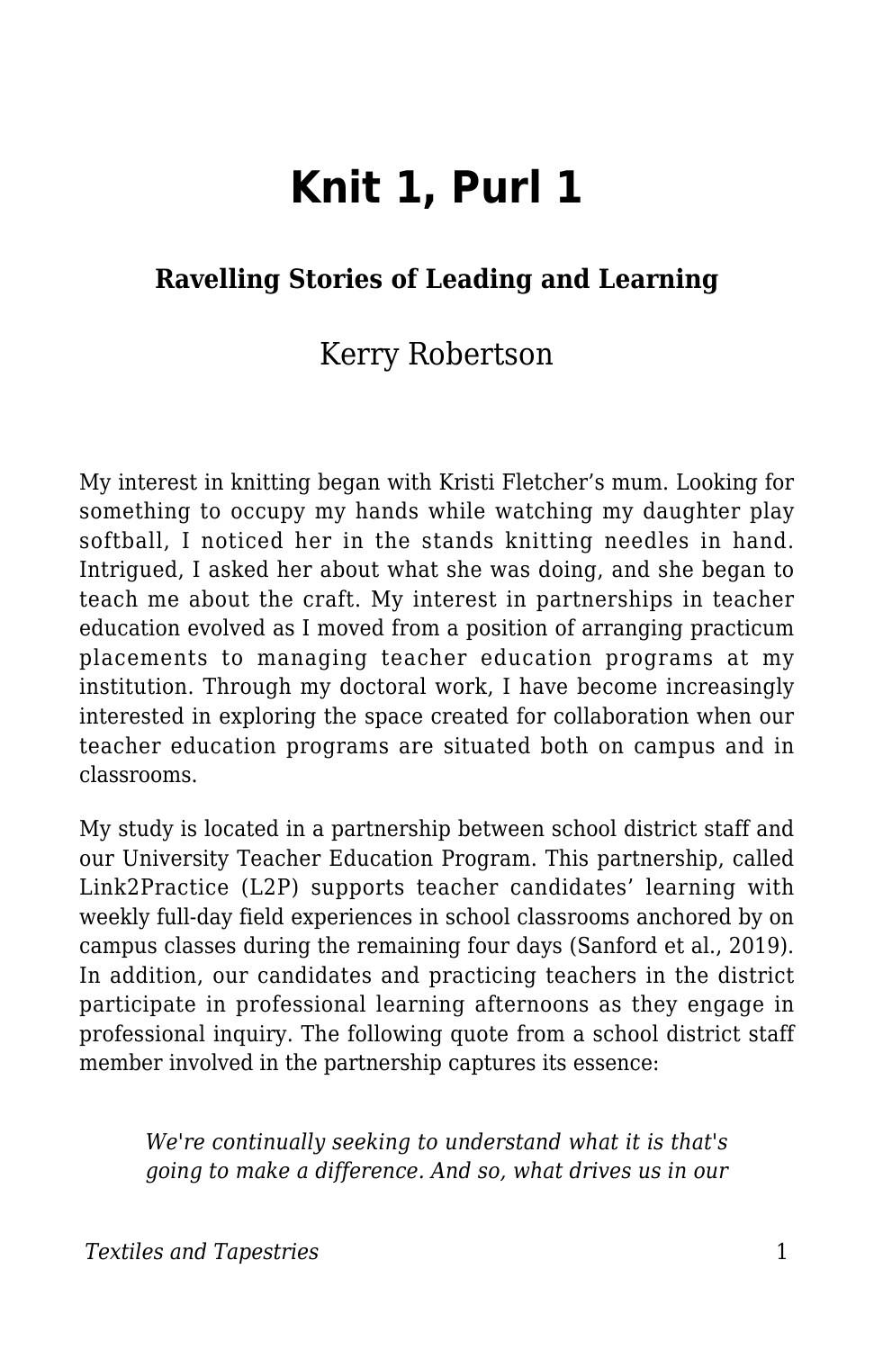# Knit 1, Purl 1

### Ravelling Stories of Leading and Learning

Kerry Robertson

My interest in knitting began with Kristi Fletcher's mum. Looking for something to occupy my hands while watching my daughter play softball, I noticed her in the stands knitting needles in hand. Intrigued, I asked her about what she was doing, and she began to teach me about the craft. My interest in partnerships in teacher education evolved as I moved from a position of arranging practicum placements to managing teacher education programs at my institution. Through my doctoral work, I have become increasingly interested in exploring the space created for collaboration when our teacher education programs are situated both on campus and in classrooms.

My study is located in a partnership between school district staff and our University Teacher Education Program. This partnership, called Link2Practice (L2P) supports teacher candidates' learning with weekly full-day field experiences in school classrooms anchored by on campus classes during the remaining four days (Sanford et al., 2019). In addition, our candidates and practicing teachers in the district participate in professional learning afternoons as they engage in professional inquiry. The following quote from a school district staff member involved in the partnership captures its essence:

> *We're continually seeking to understand what it is that's going to make a difference. And so, what drives us in our*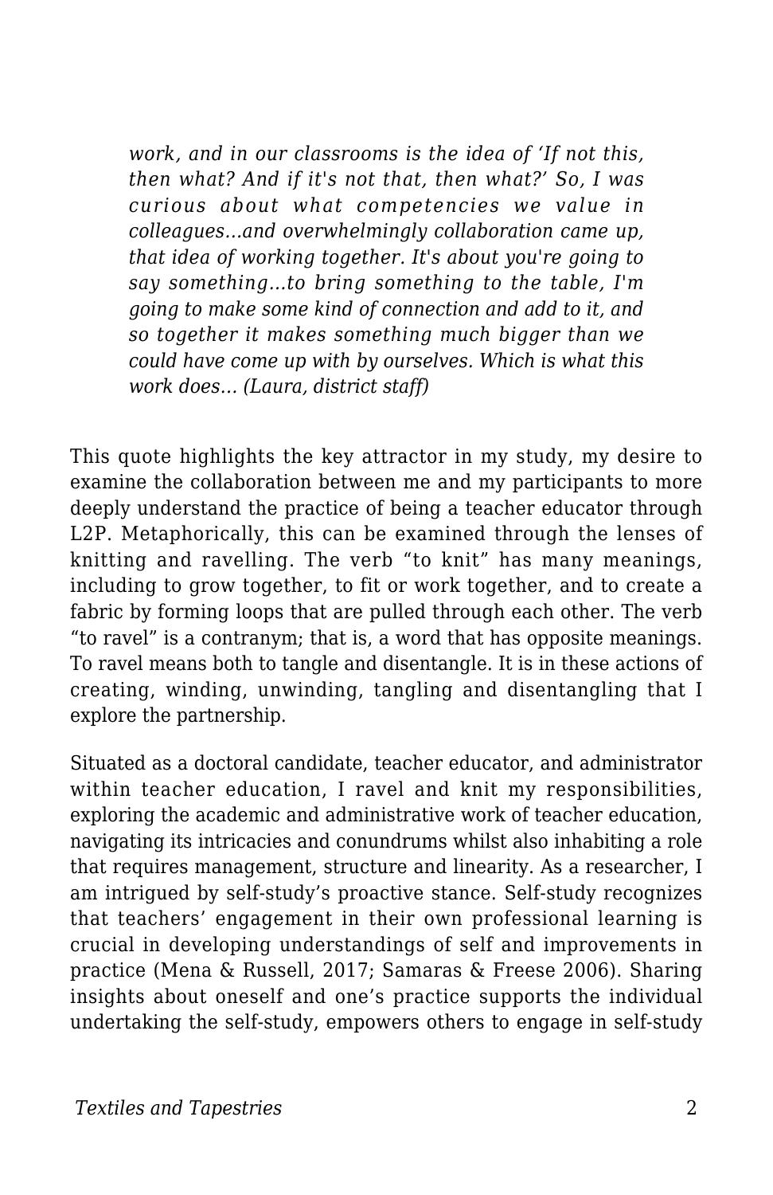*work, and in our classrooms is the idea of 'If not this, then what? And if it's not that, then what?' So, I was curious about what competencies we value in colleagues…and overwhelmingly collaboration came up, that idea of working together. It's about you're going to say something…to bring something to the table, I'm going to make some kind of connection and add to it, and so together it makes something much bigger than we could have come up with by ourselves. Which is what this work does… (Laura, district staff)*

This quote highlights the key attractor in my study, my desire to examine the collaboration between me and my participants to more deeply understand the practice of being a teacher educator through L2P. Metaphorically, this can be examined through the lenses of knitting and ravelling. The verb "to knit" has many meanings, including to grow together, to fit or work together, and to create a fabric by forming loops that are pulled through each other. The verb "to ravel" is a contranym; that is, a word that has opposite meanings. To ravel means both to tangle and disentangle. It is in these actions of creating, winding, unwinding, tangling and disentangling that I explore the partnership.

Situated as a doctoral candidate, teacher educator, and administrator within teacher education, I ravel and knit my responsibilities, exploring the academic and administrative work of teacher education, navigating its intricacies and conundrums whilst also inhabiting a role that requires management, structure and linearity. As a researcher, I am intrigued by self-study's proactive stance. Self-study recognizes that teachers' engagement in their own professional learning is crucial in developing understandings of self and improvements in practice (Mena & Russell, 2017; Samaras & Freese 2006). Sharing insights about oneself and one's practice supports the individual undertaking the self-study, empowers others to engage in self-study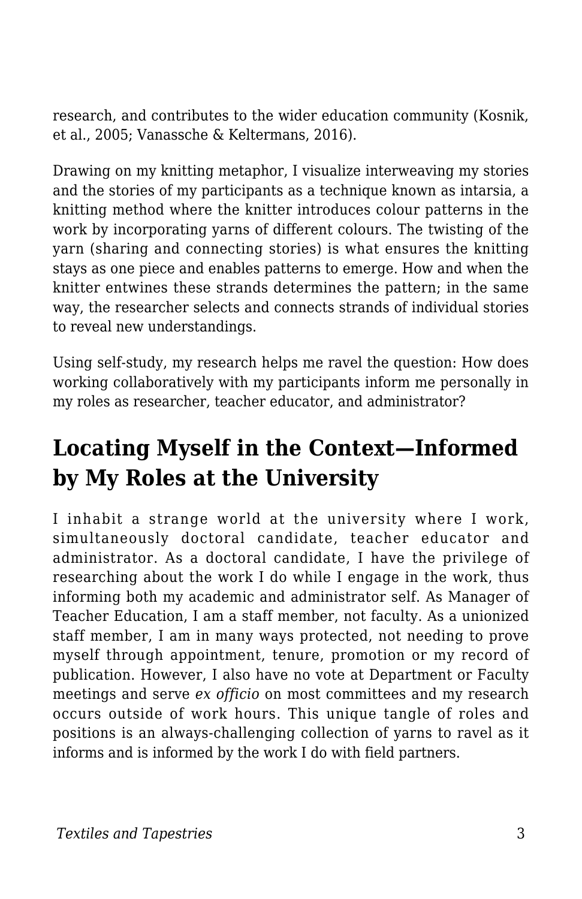research, and contributes to the wider education community (Kosnik, et al., 2005; Vanassche & Keltermans, 2016).

Drawing on my knitting metaphor, I visualize interweaving my stories and the stories of my participants as a technique known as intarsia, a knitting method where the knitter introduces colour patterns in the work by incorporating yarns of different colours. The twisting of the yarn (sharing and connecting stories) is what ensures the knitting stays as one piece and enables patterns to emerge. How and when the knitter entwines these strands determines the pattern; in the same way, the researcher selects and connects strands of individual stories to reveal new understandings.

Using self-study, my research helps me ravel the question: How does working collaboratively with my participants inform me personally in my roles as researcher, teacher educator, and administrator?

## Locating Myself in the Context—Informed by My Roles at the University

I inhabit a strange world at the university where I work, simultaneously doctoral candidate, teacher educator and administrator. As a doctoral candidate, I have the privilege of researching about the work I do while I engage in the work, thus informing both my academic and administrator self. As Manager of Teacher Education, I am a staff member, not faculty. As a unionized staff member, I am in many ways protected, not needing to prove myself through appointment, tenure, promotion or my record of publication. However, I also have no vote at Department or Faculty meetings and serve *ex officio* on most committees and my research occurs outside of work hours. This unique tangle of roles and positions is an always-challenging collection of yarns to ravel as it informs and is informed by the work I do with field partners.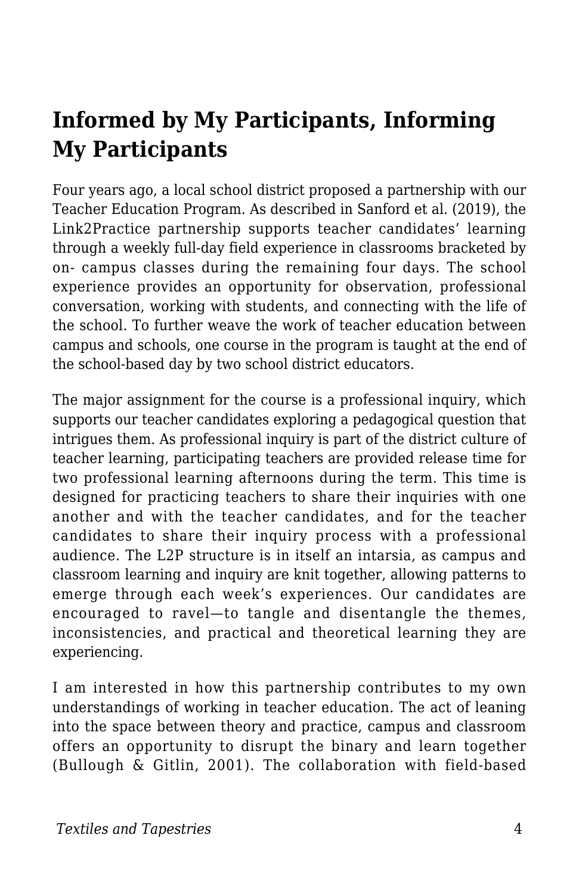## Informed by My Participants, Informing My Participants

Four years ago, a local school district proposed a partnership with our Teacher Education Program. As described in Sanford et al. (2019), the Link2Practice partnership supports teacher candidates' learning through a weekly full-day field experience in classrooms bracketed by on- campus classes during the remaining four days. The school experience provides an opportunity for observation, professional conversation, working with students, and connecting with the life of the school. To further weave the work of teacher education between campus and schools, one course in the program is taught at the end of the school-based day by two school district educators.

The major assignment for the course is a professional inquiry, which supports our teacher candidates exploring a pedagogical question that intrigues them. As professional inquiry is part of the district culture of teacher learning, participating teachers are provided release time for two professional learning afternoons during the term. This time is designed for practicing teachers to share their inquiries with one another and with the teacher candidates, and for the teacher candidates to share their inquiry process with a professional audience. The L2P structure is in itself an intarsia, as campus and classroom learning and inquiry are knit together, allowing patterns to emerge through each week's experiences. Our candidates are encouraged to ravel—to tangle and disentangle the themes, inconsistencies, and practical and theoretical learning they are experiencing.

I am interested in how this partnership contributes to my own understandings of working in teacher education. The act of leaning into the space between theory and practice, campus and classroom offers an opportunity to disrupt the binary and learn together (Bullough & Gitlin, 2001). The collaboration with field-based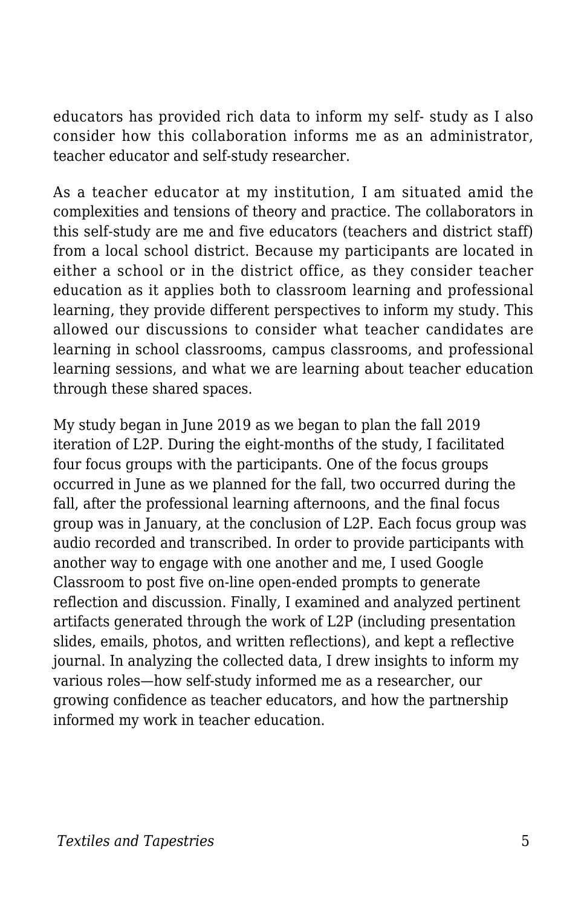educators has provided rich data to inform my self- study as I also consider how this collaboration informs me as an administrator, teacher educator and self-study researcher.

As a teacher educator at my institution, I am situated amid the complexities and tensions of theory and practice. The collaborators in this self-study are me and five educators (teachers and district staff) from a local school district. Because my participants are located in either a school or in the district office, as they consider teacher education as it applies both to classroom learning and professional learning, they provide different perspectives to inform my study. This allowed our discussions to consider what teacher candidates are learning in school classrooms, campus classrooms, and professional learning sessions, and what we are learning about teacher education through these shared spaces.

My study began in June 2019 as we began to plan the fall 2019 iteration of L2P. During the eight-months of the study, I facilitated four focus groups with the participants. One of the focus groups occurred in June as we planned for the fall, two occurred during the fall, after the professional learning afternoons, and the final focus group was in January, at the conclusion of L2P. Each focus group was audio recorded and transcribed. In order to provide participants with another way to engage with one another and me, I used Google Classroom to post five on-line open-ended prompts to generate reflection and discussion. Finally, I examined and analyzed pertinent artifacts generated through the work of L2P (including presentation slides, emails, photos, and written reflections), and kept a reflective journal. In analyzing the collected data, I drew insights to inform my various roles—how self-study informed me as a researcher, our growing confidence as teacher educators, and how the partnership informed my work in teacher education.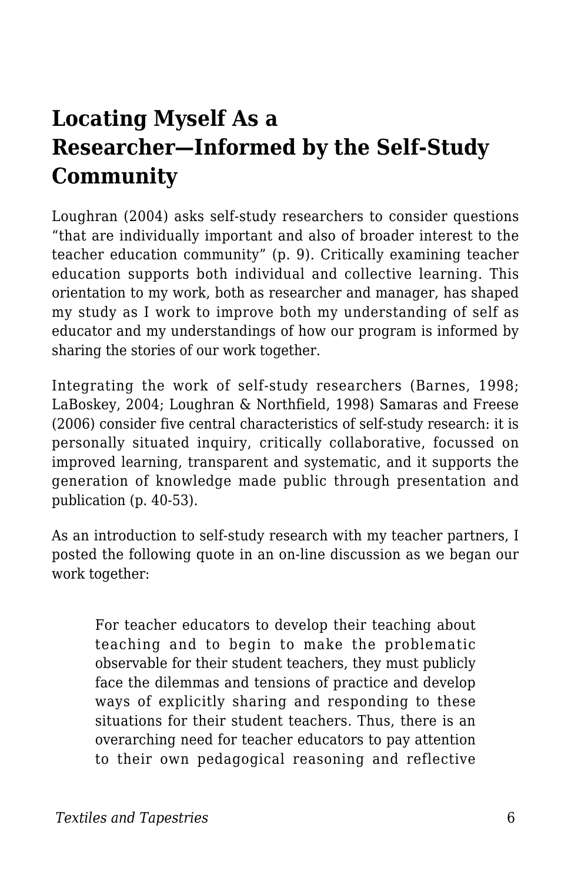## Locating Myself As a Researcher—Informed by the Self-Study Community

Loughran (2004) asks self-study researchers to consider questions "that are individually important and also of broader interest to the teacher education community" (p. 9). Critically examining teacher education supports both individual and collective learning. This orientation to my work, both as researcher and manager, has shaped my study as I work to improve both my understanding of self as educator and my understandings of how our program is informed by sharing the stories of our work together.

Integrating the work of self-study researchers (Barnes, 1998; LaBoskey, 2004; Loughran & Northfield, 1998) Samaras and Freese (2006) consider five central characteristics of self-study research: it is personally situated inquiry, critically collaborative, focussed on improved learning, transparent and systematic, and it supports the generation of knowledge made public through presentation and publication (p. 40-53).

As an introduction to self-study research with my teacher partners, I posted the following quote in an on-line discussion as we began our work together:

> For teacher educators to develop their teaching about teaching and to begin to make the problematic observable for their student teachers, they must publicly face the dilemmas and tensions of practice and develop ways of explicitly sharing and responding to these situations for their student teachers. Thus, there is an overarching need for teacher educators to pay attention to their own pedagogical reasoning and reflective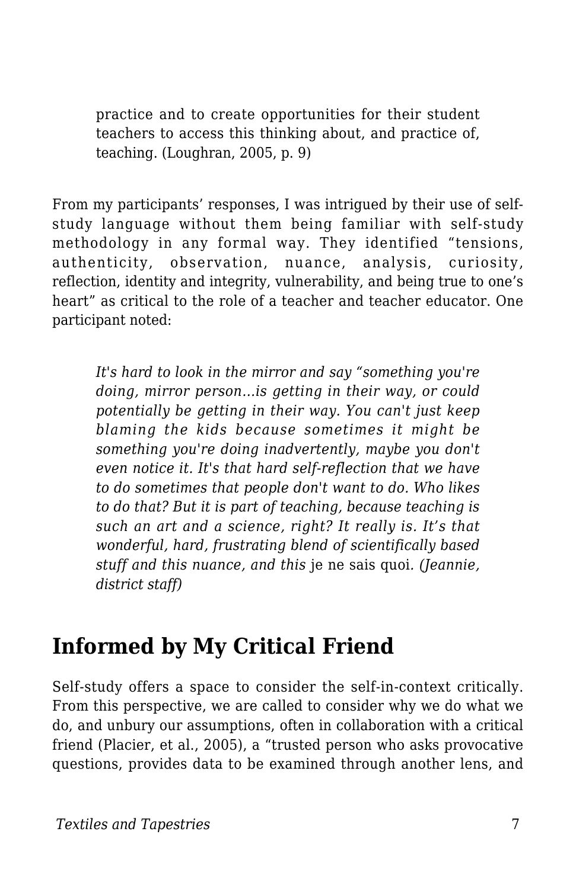> practice and to create opportunities for their student teachers to access this thinking about, and practice of, teaching. (Loughran, 2005, p. 9)

From my participants' responses, I was intrigued by their use of self-study language without them being familiar with self-study methodology in any formal way. They identified "tensions, authenticity, observation, nuance, analysis, curiosity, reflection, identity and integrity, vulnerability, and being true to one's heart" as critical to the role of a teacher and teacher educator. One participant noted:

> *It's hard to look in the mirror and say "something you're doing, mirror person...is getting in their way, or could potentially be getting in their way. You can't just keep blaming the kids because sometimes it might be something you're doing inadvertently, maybe you don't even notice it. It's that hard self-reflection that we have to do sometimes that people don't want to do. Who likes to do that? But it is part of teaching, because teaching is such an art and a science, right? It really is. It's that wonderful, hard, frustrating blend of scientifically based stuff and this nuance, and this* je ne sais quoi*. (Jeannie, district staff)*

## Informed by My Critical Friend

Self-study offers a space to consider the self-in-context critically. From this perspective, we are called to consider why we do what we do, and unbury our assumptions, often in collaboration with a critical friend (Placier, et al., 2005), a "trusted person who asks provocative questions, provides data to be examined through another lens, and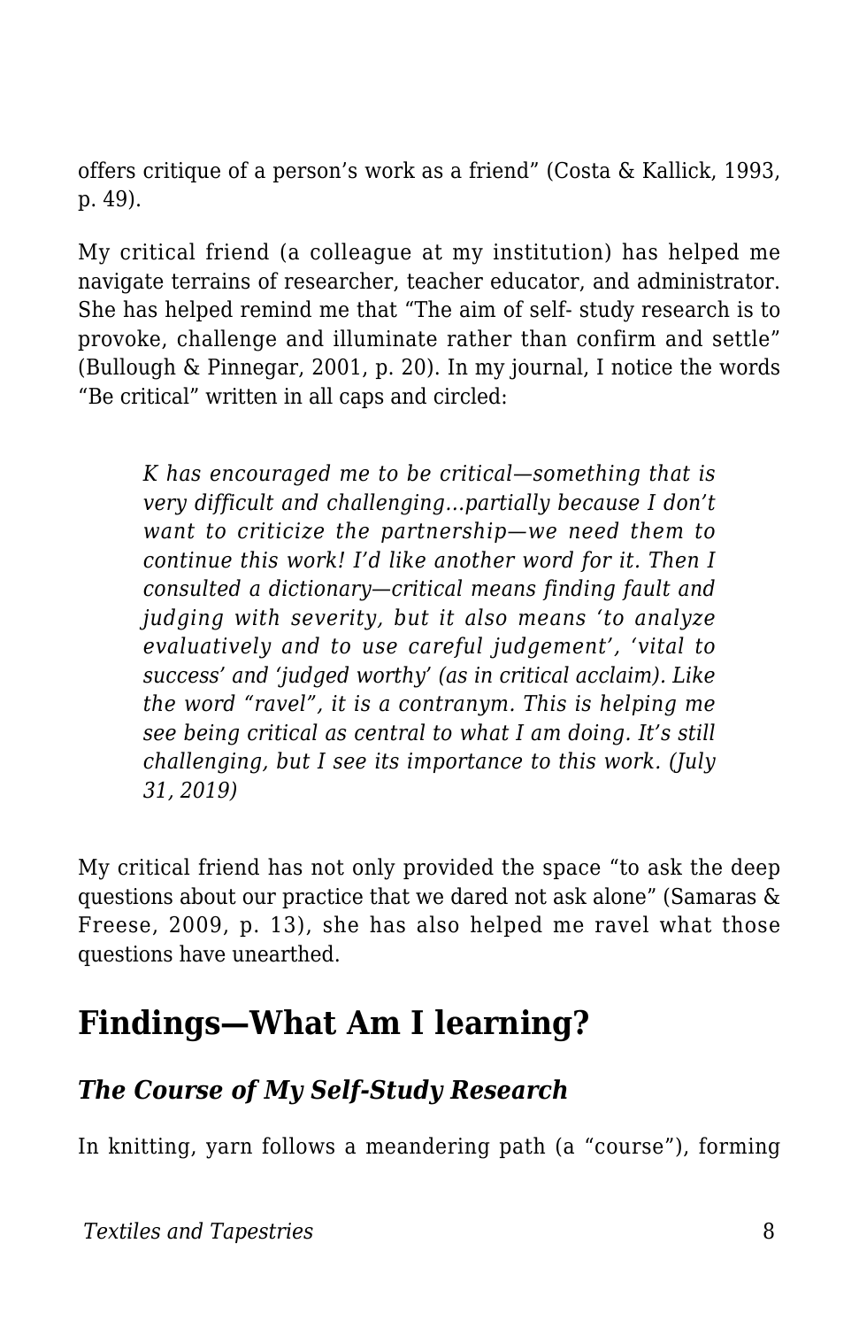offers critique of a person's work as a friend" (Costa & Kallick, 1993, p. 49).

My critical friend (a colleague at my institution) has helped me navigate terrains of researcher, teacher educator, and administrator. She has helped remind me that "The aim of self- study research is to provoke, challenge and illuminate rather than confirm and settle" (Bullough & Pinnegar, 2001, p. 20). In my journal, I notice the words "Be critical" written in all caps and circled:

> *K has encouraged me to be critical—something that is very difficult and challenging…partially because I don't want to criticize the partnership—we need them to continue this work! I'd like another word for it. Then I consulted a dictionary—critical means finding fault and judging with severity, but it also means 'to analyze evaluatively and to use careful judgement', 'vital to success' and 'judged worthy' (as in critical acclaim). Like the word "ravel", it is a contranym. This is helping me see being critical as central to what I am doing. It's still challenging, but I see its importance to this work. (July 31, 2019)*

My critical friend has not only provided the space "to ask the deep questions about our practice that we dared not ask alone" (Samaras & Freese, 2009, p. 13), she has also helped me ravel what those questions have unearthed.

## Findings—What Am I learning?

### *The Course of My Self-Study Research*

In knitting, yarn follows a meandering path (a "course"), forming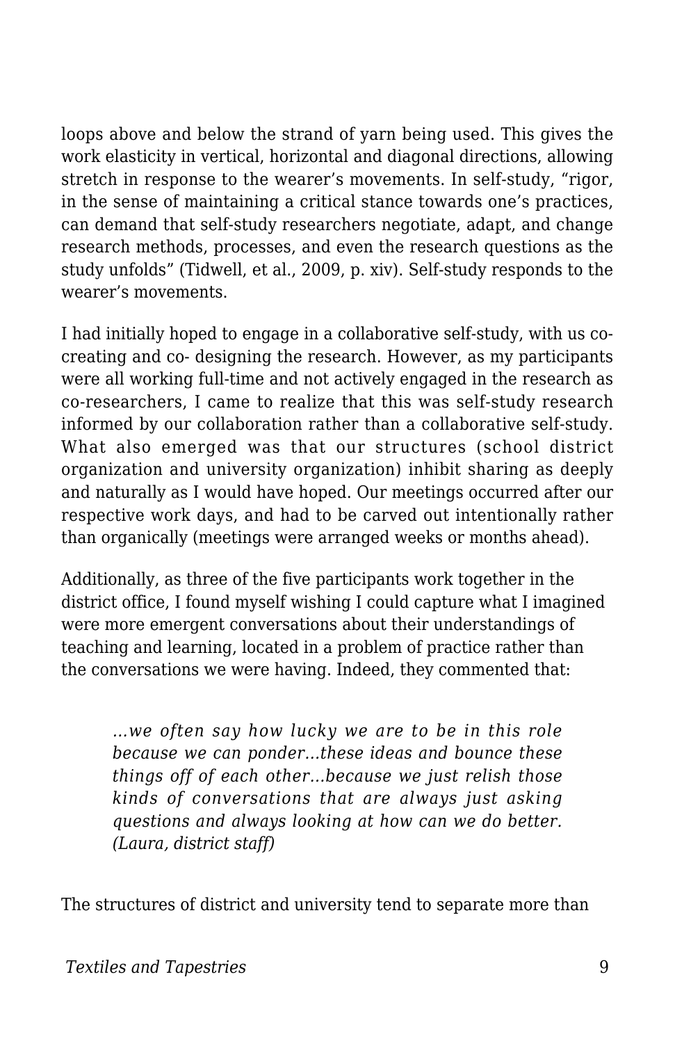loops above and below the strand of yarn being used. This gives the work elasticity in vertical, horizontal and diagonal directions, allowing stretch in response to the wearer's movements. In self-study, "rigor, in the sense of maintaining a critical stance towards one's practices, can demand that self-study researchers negotiate, adapt, and change research methods, processes, and even the research questions as the study unfolds" (Tidwell, et al., 2009, p. xiv). Self-study responds to the wearer's movements.

I had initially hoped to engage in a collaborative self-study, with us co-creating and co- designing the research. However, as my participants were all working full-time and not actively engaged in the research as co-researchers, I came to realize that this was self-study research informed by our collaboration rather than a collaborative self-study. What also emerged was that our structures (school district organization and university organization) inhibit sharing as deeply and naturally as I would have hoped. Our meetings occurred after our respective work days, and had to be carved out intentionally rather than organically (meetings were arranged weeks or months ahead).

Additionally, as three of the five participants work together in the district office, I found myself wishing I could capture what I imagined were more emergent conversations about their understandings of teaching and learning, located in a problem of practice rather than the conversations we were having. Indeed, they commented that:

> *...we often say how lucky we are to be in this role because we can ponder...these ideas and bounce these things off of each other...because we just relish those kinds of conversations that are always just asking questions and always looking at how can we do better. (Laura, district staff)*

The structures of district and university tend to separate more than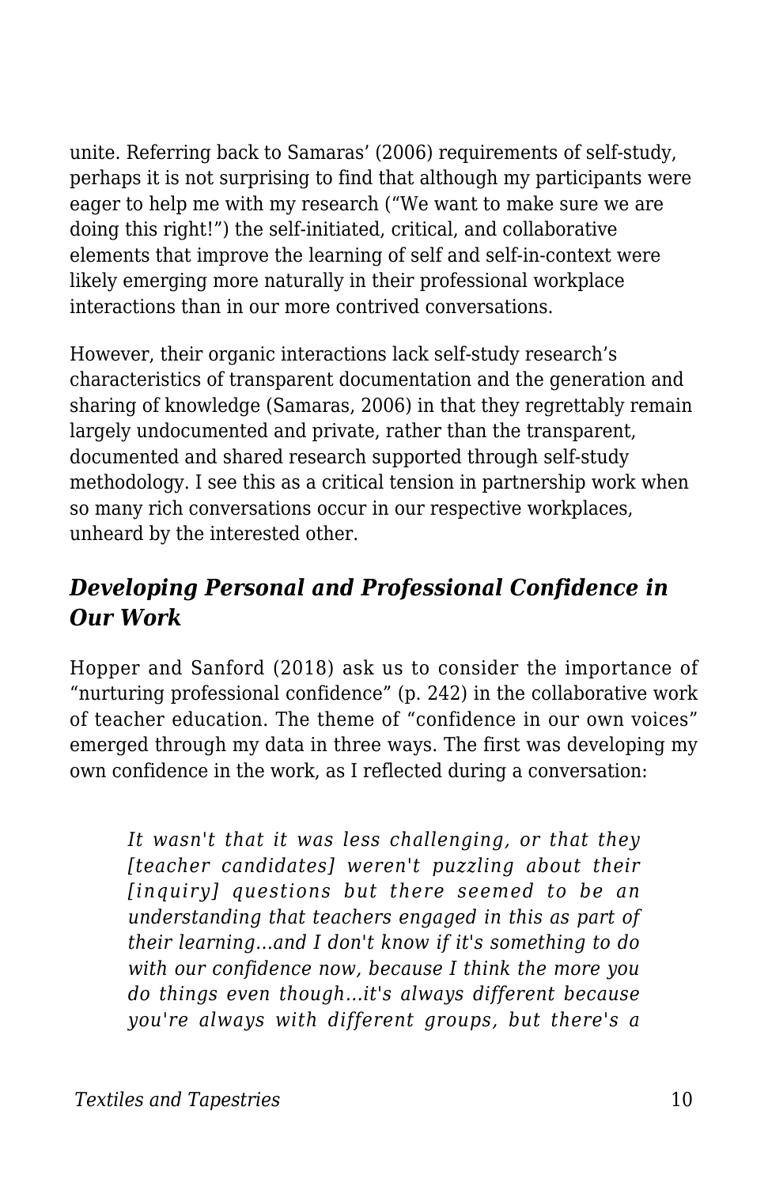unite. Referring back to Samaras' (2006) requirements of self-study, perhaps it is not surprising to find that although my participants were eager to help me with my research ("We want to make sure we are doing this right!") the self-initiated, critical, and collaborative elements that improve the learning of self and self-in-context were likely emerging more naturally in their professional workplace interactions than in our more contrived conversations.

However, their organic interactions lack self-study research's characteristics of transparent documentation and the generation and sharing of knowledge (Samaras, 2006) in that they regrettably remain largely undocumented and private, rather than the transparent, documented and shared research supported through self-study methodology. I see this as a critical tension in partnership work when so many rich conversations occur in our respective workplaces, unheard by the interested other.

### *Developing Personal and Professional Confidence in Our Work*

Hopper and Sanford (2018) ask us to consider the importance of "nurturing professional confidence" (p. 242) in the collaborative work of teacher education. The theme of "confidence in our own voices" emerged through my data in three ways. The first was developing my own confidence in the work, as I reflected during a conversation:

> *It wasn't that it was less challenging, or that they [teacher candidates] weren't puzzling about their [inquiry] questions but there seemed to be an understanding that teachers engaged in this as part of their learning…and I don't know if it's something to do with our confidence now, because I think the more you do things even though…it's always different because you're always with different groups, but there's a*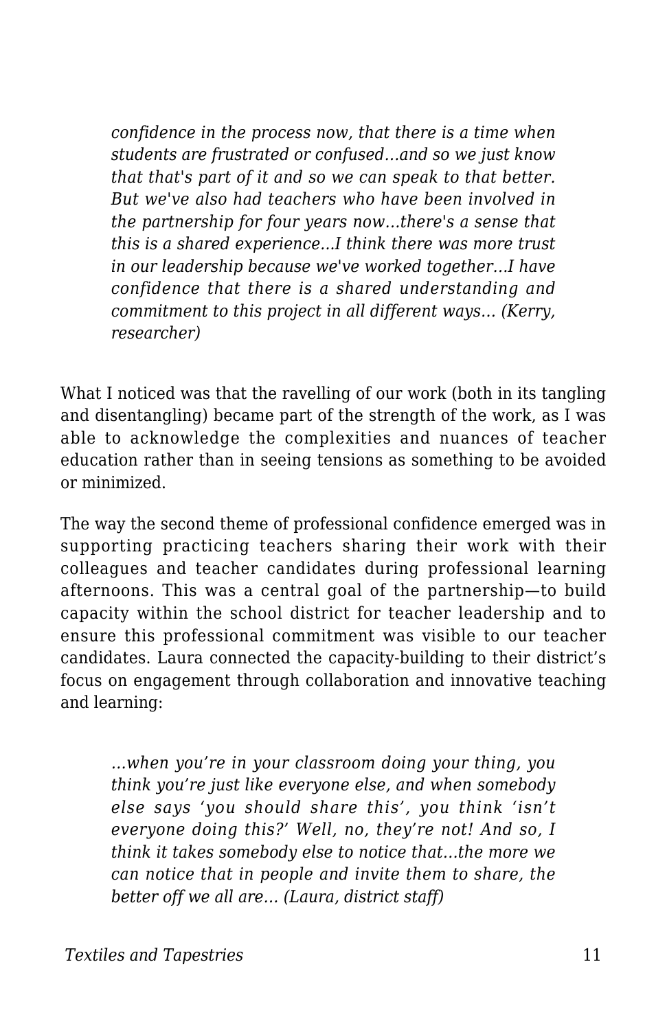> *confidence in the process now, that there is a time when students are frustrated or confused…and so we just know that that's part of it and so we can speak to that better. But we've also had teachers who have been involved in the partnership for four years now…there's a sense that this is a shared experience…I think there was more trust in our leadership because we've worked together…I have confidence that there is a shared understanding and commitment to this project in all different ways… (Kerry, researcher)*

What I noticed was that the ravelling of our work (both in its tangling and disentangling) became part of the strength of the work, as I was able to acknowledge the complexities and nuances of teacher education rather than in seeing tensions as something to be avoided or minimized.

The way the second theme of professional confidence emerged was in supporting practicing teachers sharing their work with their colleagues and teacher candidates during professional learning afternoons. This was a central goal of the partnership—to build capacity within the school district for teacher leadership and to ensure this professional commitment was visible to our teacher candidates. Laura connected the capacity-building to their district's focus on engagement through collaboration and innovative teaching and learning:

> *…when you're in your classroom doing your thing, you think you're just like everyone else, and when somebody else says 'you should share this', you think 'isn't everyone doing this?' Well, no, they're not! And so, I think it takes somebody else to notice that…the more we can notice that in people and invite them to share, the better off we all are… (Laura, district staff)*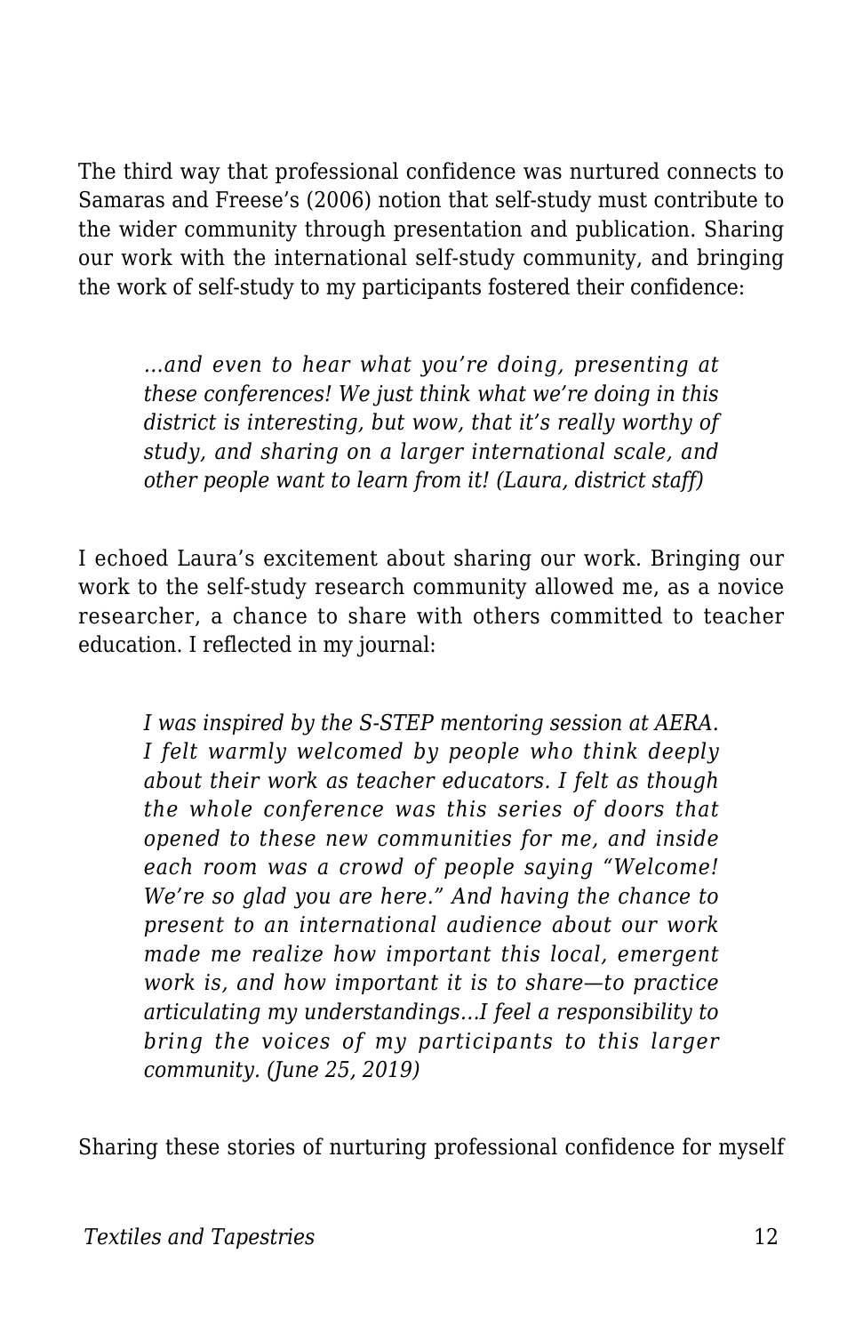The third way that professional confidence was nurtured connects to Samaras and Freese's (2006) notion that self-study must contribute to the wider community through presentation and publication. Sharing our work with the international self-study community, and bringing the work of self-study to my participants fostered their confidence:

> *…and even to hear what you're doing, presenting at these conferences! We just think what we're doing in this district is interesting, but wow, that it's really worthy of study, and sharing on a larger international scale, and other people want to learn from it! (Laura, district staff)*

I echoed Laura's excitement about sharing our work. Bringing our work to the self-study research community allowed me, as a novice researcher, a chance to share with others committed to teacher education. I reflected in my journal:

> *I was inspired by the S-STEP mentoring session at AERA. I felt warmly welcomed by people who think deeply about their work as teacher educators. I felt as though the whole conference was this series of doors that opened to these new communities for me, and inside each room was a crowd of people saying "Welcome! We're so glad you are here." And having the chance to present to an international audience about our work made me realize how important this local, emergent work is, and how important it is to share—to practice articulating my understandings…I feel a responsibility to bring the voices of my participants to this larger community. (June 25, 2019)*

Sharing these stories of nurturing professional confidence for myself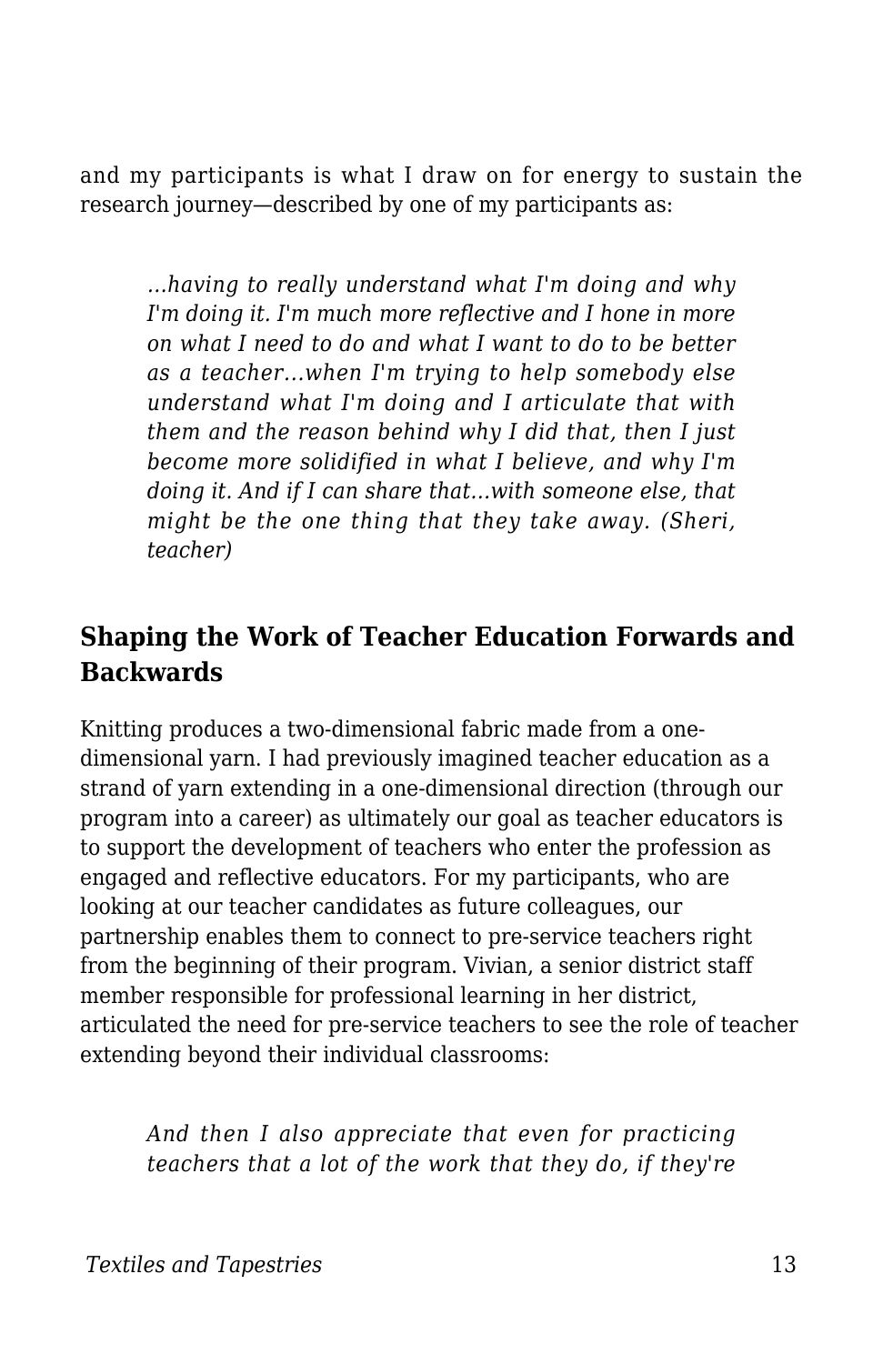and my participants is what I draw on for energy to sustain the research journey—described by one of my participants as:

> *…having to really understand what I'm doing and why I'm doing it. I'm much more reflective and I hone in more on what I need to do and what I want to do to be better as a teacher…when I'm trying to help somebody else understand what I'm doing and I articulate that with them and the reason behind why I did that, then I just become more solidified in what I believe, and why I'm doing it. And if I can share that…with someone else, that might be the one thing that they take away. (Sheri, teacher)*

## Shaping the Work of Teacher Education Forwards and Backwards

Knitting produces a two-dimensional fabric made from a one-dimensional yarn. I had previously imagined teacher education as a strand of yarn extending in a one-dimensional direction (through our program into a career) as ultimately our goal as teacher educators is to support the development of teachers who enter the profession as engaged and reflective educators. For my participants, who are looking at our teacher candidates as future colleagues, our partnership enables them to connect to pre-service teachers right from the beginning of their program. Vivian, a senior district staff member responsible for professional learning in her district, articulated the need for pre-service teachers to see the role of teacher extending beyond their individual classrooms:

> *And then I also appreciate that even for practicing teachers that a lot of the work that they do, if they're*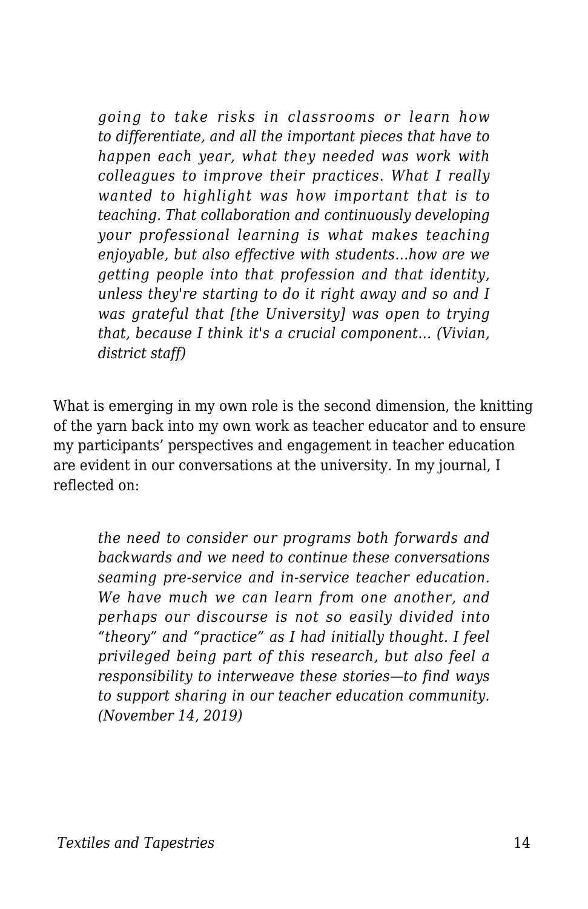> *going to take risks in classrooms or learn how to differentiate, and all the important pieces that have to happen each year, what they needed was work with colleagues to improve their practices. What I really wanted to highlight was how important that is to teaching. That collaboration and continuously developing your professional learning is what makes teaching enjoyable, but also effective with students…how are we getting people into that profession and that identity, unless they're starting to do it right away and so and I was grateful that [the University] was open to trying that, because I think it's a crucial component… (Vivian, district staff)*

What is emerging in my own role is the second dimension, the knitting of the yarn back into my own work as teacher educator and to ensure my participants' perspectives and engagement in teacher education are evident in our conversations at the university. In my journal, I reflected on:

> *the need to consider our programs both forwards and backwards and we need to continue these conversations seaming pre-service and in-service teacher education. We have much we can learn from one another, and perhaps our discourse is not so easily divided into "theory" and "practice" as I had initially thought. I feel privileged being part of this research, but also feel a responsibility to interweave these stories—to find ways to support sharing in our teacher education community. (November 14, 2019)*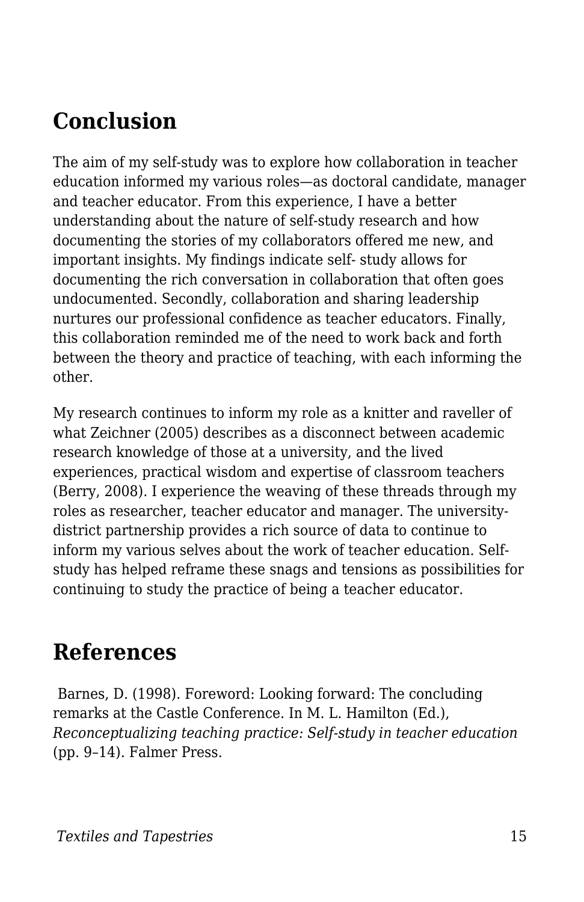## Conclusion

The aim of my self-study was to explore how collaboration in teacher education informed my various roles—as doctoral candidate, manager and teacher educator. From this experience, I have a better understanding about the nature of self-study research and how documenting the stories of my collaborators offered me new, and important insights. My findings indicate self- study allows for documenting the rich conversation in collaboration that often goes undocumented. Secondly, collaboration and sharing leadership nurtures our professional confidence as teacher educators. Finally, this collaboration reminded me of the need to work back and forth between the theory and practice of teaching, with each informing the other.

My research continues to inform my role as a knitter and raveller of what Zeichner (2005) describes as a disconnect between academic research knowledge of those at a university, and the lived experiences, practical wisdom and expertise of classroom teachers (Berry, 2008). I experience the weaving of these threads through my roles as researcher, teacher educator and manager. The university-district partnership provides a rich source of data to continue to inform my various selves about the work of teacher education. Self-study has helped reframe these snags and tensions as possibilities for continuing to study the practice of being a teacher educator.

## References

Barnes, D. (1998). Foreword: Looking forward: The concluding remarks at the Castle Conference. In M. L. Hamilton (Ed.), *Reconceptualizing teaching practice: Self-study in teacher education* (pp. 9–14). Falmer Press.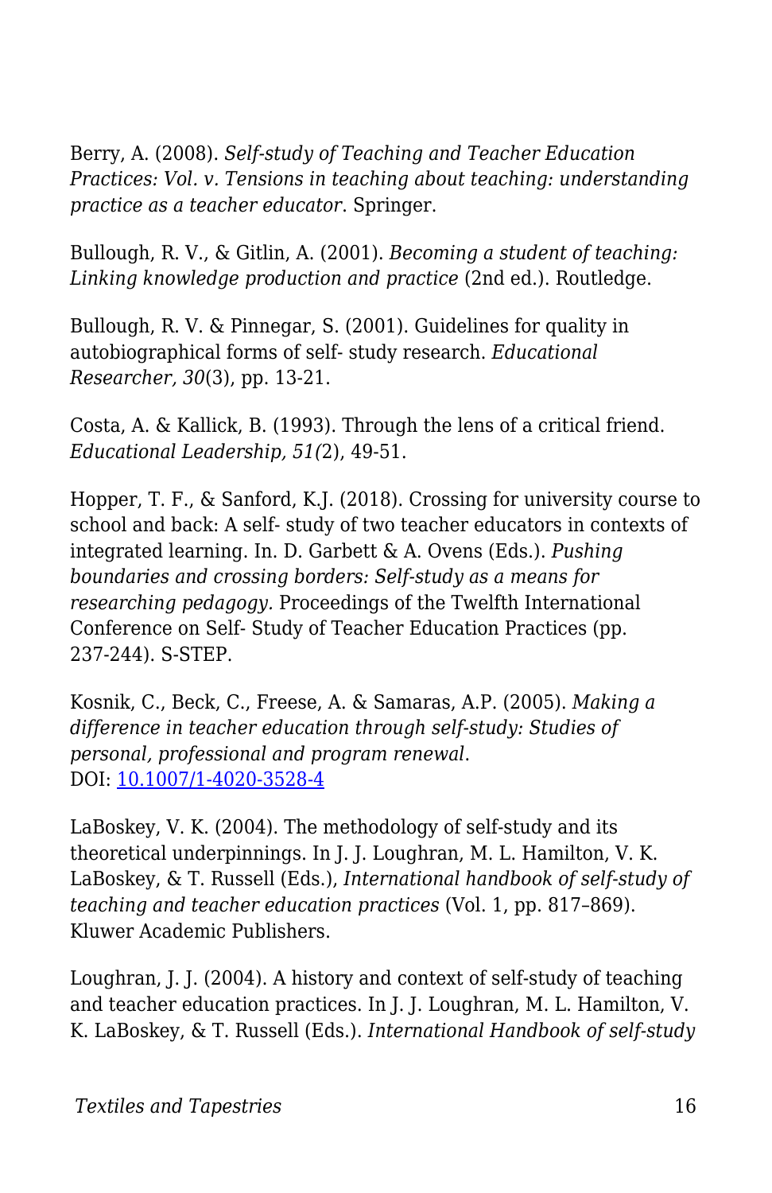Berry, A. (2008). *Self-study of Teaching and Teacher Education Practices: Vol. v. Tensions in teaching about teaching: understanding practice as a teacher educator.* Springer.

Bullough, R. V., & Gitlin, A. (2001). *Becoming a student of teaching: Linking knowledge production and practice* (2nd ed.). Routledge.

Bullough, R. V. & Pinnegar, S. (2001). Guidelines for quality in autobiographical forms of self- study research. *Educational Researcher, 30*(3), pp. 13-21.

Costa, A. & Kallick, B. (1993). Through the lens of a critical friend. *Educational Leadership, 51(*2), 49-51.

Hopper, T. F., & Sanford, K.J. (2018). Crossing for university course to school and back: A self- study of two teacher educators in contexts of integrated learning. In. D. Garbett & A. Ovens (Eds.). *Pushing boundaries and crossing borders: Self-study as a means for researching pedagogy.* Proceedings of the Twelfth International Conference on Self- Study of Teacher Education Practices (pp. 237-244). S-STEP.

Kosnik, C., Beck, C., Freese, A. & Samaras, A.P. (2005). *Making a difference in teacher education through self-study: Studies of personal, professional and program renewal*. DOI: [10.1007/1-4020-3528-4](10.1007/1-4020-3528-4)

LaBoskey, V. K. (2004). The methodology of self-study and its theoretical underpinnings. In J. J. Loughran, M. L. Hamilton, V. K. LaBoskey, & T. Russell (Eds.), *International handbook of self-study of teaching and teacher education practices* (Vol. 1, pp. 817–869). Kluwer Academic Publishers.

Loughran, J. J. (2004). A history and context of self-study of teaching and teacher education practices. In J. J. Loughran, M. L. Hamilton, V. K. LaBoskey, & T. Russell (Eds.). *International Handbook of self-study*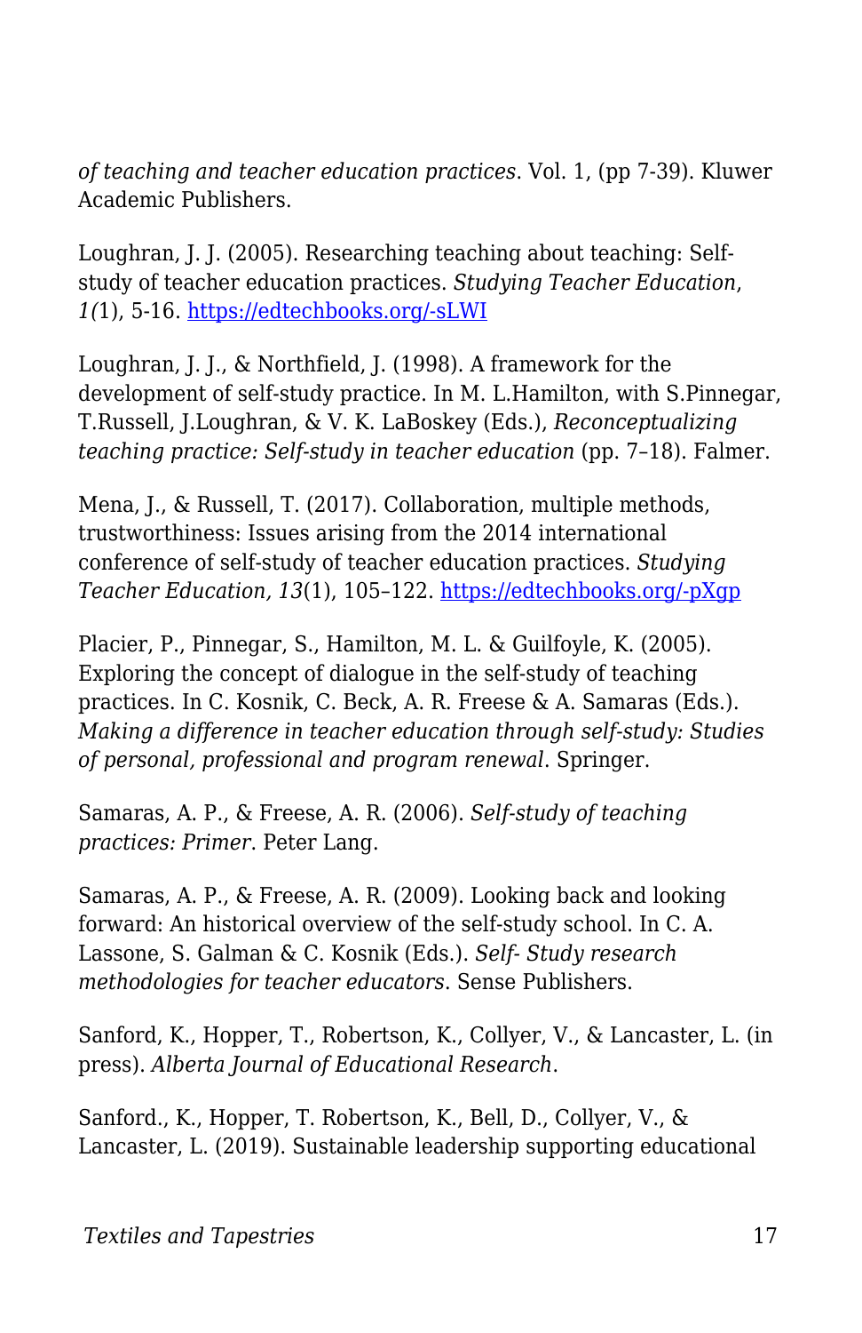*of teaching and teacher education practices*. Vol. 1, (pp 7-39). Kluwer Academic Publishers.

Loughran, J. J. (2005). Researching teaching about teaching: Self-study of teacher education practices. *Studying Teacher Education*, *1(*1), 5-16. [https://edtechbooks.org/-sLWI](https://edtechbooks.org/-sLWI)

Loughran, J. J., & Northfield, J. (1998). A framework for the development of self-study practice. In M. L.Hamilton, with S.Pinnegar, T.Russell, J.Loughran, & V. K. LaBoskey (Eds.), *Reconceptualizing teaching practice: Self-study in teacher education* (pp. 7–18). Falmer.

Mena, J., & Russell, T. (2017). Collaboration, multiple methods, trustworthiness: Issues arising from the 2014 international conference of self-study of teacher education practices. *Studying Teacher Education, 13*(1), 105–122. [https://edtechbooks.org/-pXgp](https://edtechbooks.org/-pXgp)

Placier, P., Pinnegar, S., Hamilton, M. L. & Guilfoyle, K. (2005). Exploring the concept of dialogue in the self-study of teaching practices. In C. Kosnik, C. Beck, A. R. Freese & A. Samaras (Eds.). *Making a difference in teacher education through self-study: Studies of personal, professional and program renewal*. Springer.

Samaras, A. P., & Freese, A. R. (2006). *Self-study of teaching practices: Primer*. Peter Lang.

Samaras, A. P., & Freese, A. R. (2009). Looking back and looking forward: An historical overview of the self-study school. In C. A. Lassone, S. Galman & C. Kosnik (Eds.). *Self- Study research methodologies for teacher educators*. Sense Publishers.

Sanford, K., Hopper, T., Robertson, K., Collyer, V., & Lancaster, L. (in press). *Alberta Journal of Educational Research*.

Sanford., K., Hopper, T. Robertson, K., Bell, D., Collyer, V., & Lancaster, L. (2019). Sustainable leadership supporting educational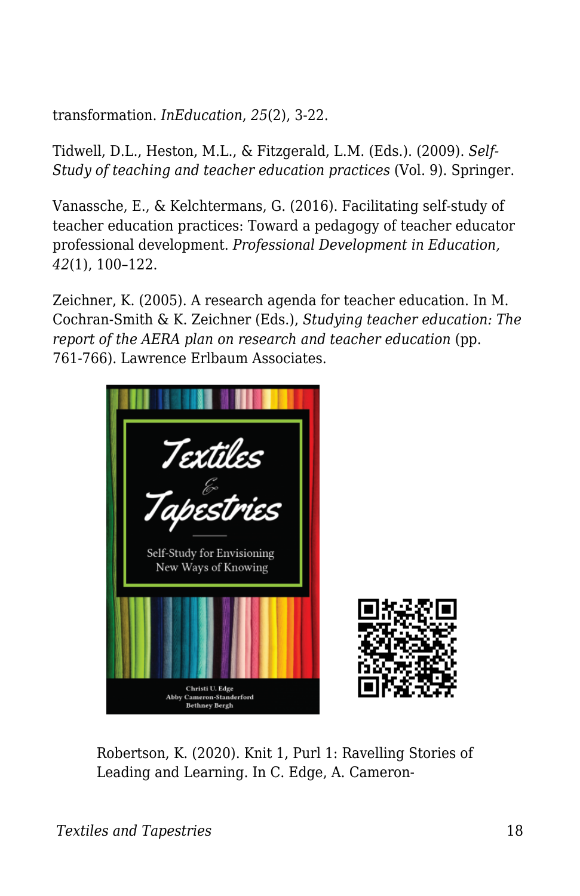transformation. *InEducation*, *25*(2), 3-22.

Tidwell, D.L., Heston, M.L., & Fitzgerald, L.M. (Eds.). (2009). *Self-Study of teaching and teacher education practices* (Vol. 9). Springer.

Vanassche, E., & Kelchtermans, G. (2016). Facilitating self-study of teacher education practices: Toward a pedagogy of teacher educator professional development. *Professional Development in Education, 42*(1), 100–122.

Zeichner, K. (2005). A research agenda for teacher education. In M. Cochran-Smith & K. Zeichner (Eds.), *Studying teacher education: The report of the AERA plan on research and teacher education* (pp. 761-766). Lawrence Erlbaum Associates.

Robertson, K. (2020). Knit 1, Purl 1: Ravelling Stories of Leading and Learning. In C. Edge, A. Cameron-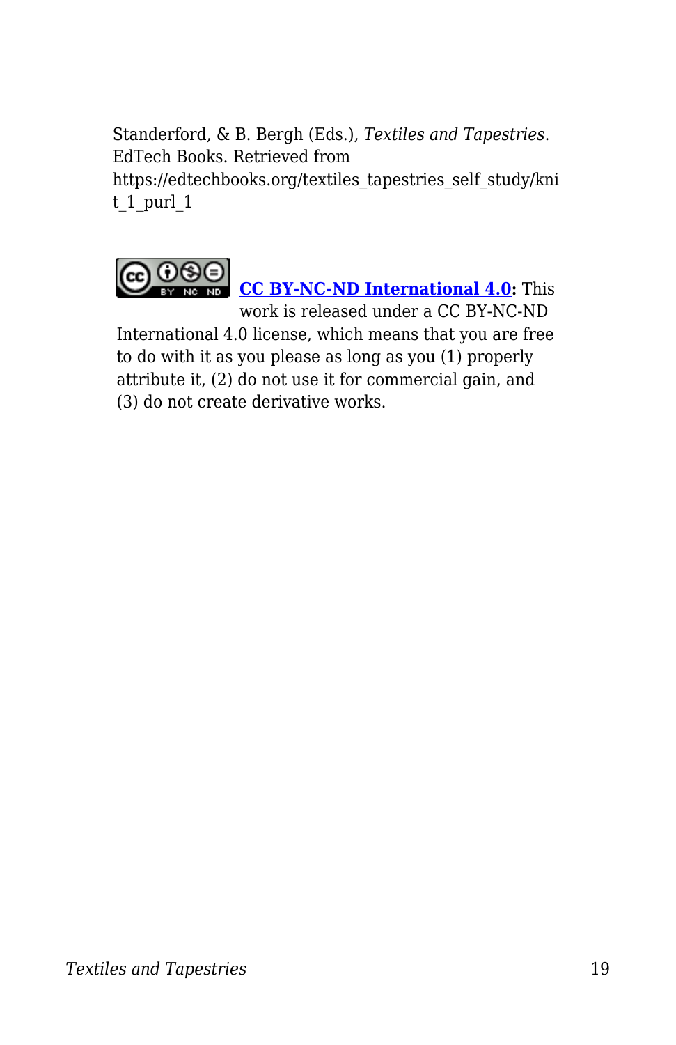Standerford, & B. Bergh (Eds.), *Textiles and Tapestries*. EdTech Books. Retrieved from https://edtechbooks.org/textiles_tapestries_self_study/knit_1_purl_1

**[CC BY-NC-ND International 4.0](https://creativecommons.org/licenses/by-nc-nd/4.0/):** This work is released under a CC BY-NC-ND International 4.0 license, which means that you are free to do with it as you please as long as you (1) properly attribute it, (2) do not use it for commercial gain, and (3) do not create derivative works.